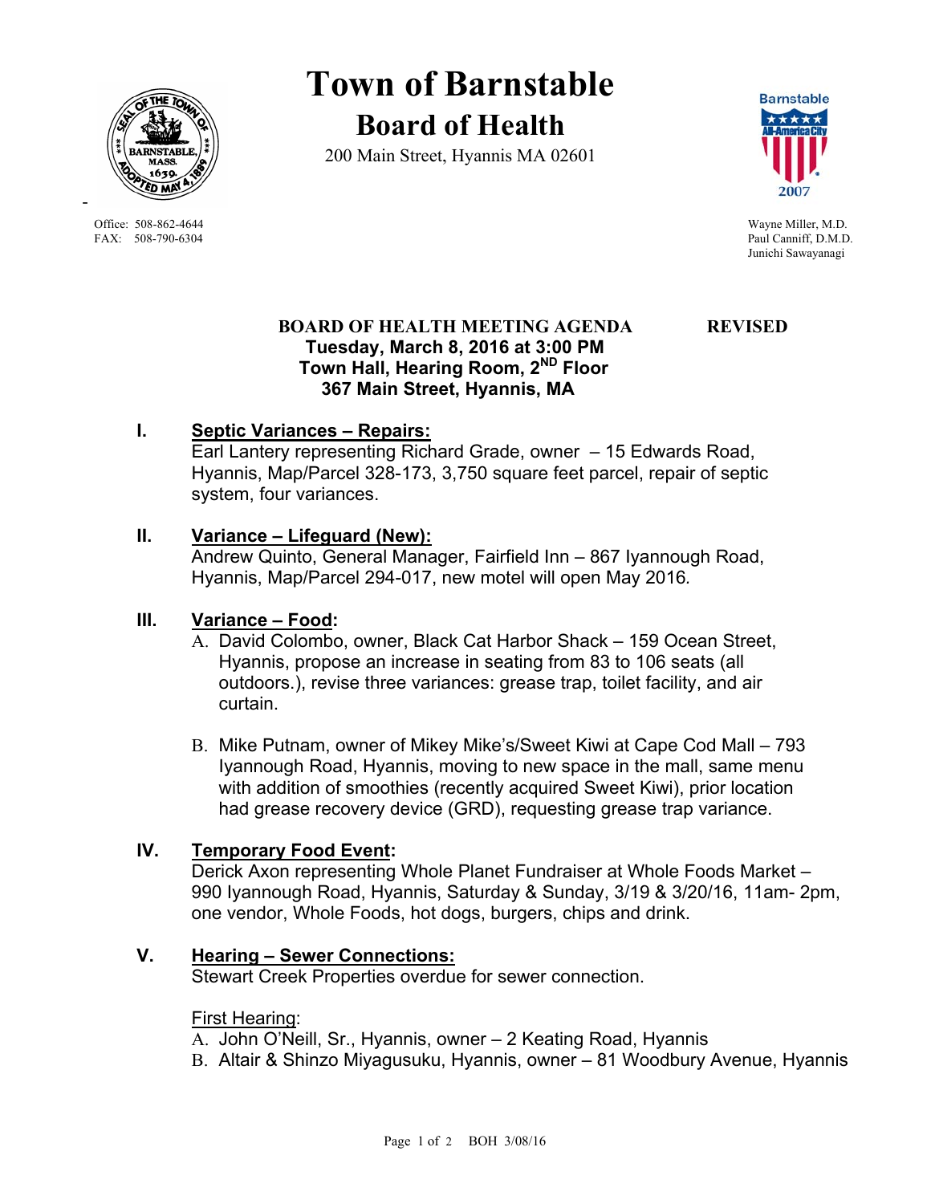# Town of Barnstable

## Board of Health

200 Main Street, Hyannis MA 02601

Office: 508-862-4644
FAX: 508-790-6304

Wayne Miller, M.D.
Paul Canniff, D.M.D.
Junichi Sawayanagi

**BOARD OF HEALTH MEETING AGENDA** **REVISED**

**Tuesday, March 8, 2016 at 3:00 PM**
**Town Hall, Hearing Room, 2ND Floor**
**367 Main Street, Hyannis, MA**

**I. Septic Variances – Repairs:**

Earl Lantery representing Richard Grade, owner – 15 Edwards Road, Hyannis, Map/Parcel 328-173, 3,750 square feet parcel, repair of septic system, four variances.

**II. Variance – Lifeguard (New):**

Andrew Quinto, General Manager, Fairfield Inn – 867 Iyannough Road, Hyannis, Map/Parcel 294-017, new motel will open May 2016.

**III. Variance – Food:**

A. David Colombo, owner, Black Cat Harbor Shack – 159 Ocean Street, Hyannis, propose an increase in seating from 83 to 106 seats (all outdoors.), revise three variances: grease trap, toilet facility, and air curtain.

B. Mike Putnam, owner of Mikey Mike's/Sweet Kiwi at Cape Cod Mall – 793 Iyannough Road, Hyannis, moving to new space in the mall, same menu with addition of smoothies (recently acquired Sweet Kiwi), prior location had grease recovery device (GRD), requesting grease trap variance.

**IV. Temporary Food Event:**

Derick Axon representing Whole Planet Fundraiser at Whole Foods Market – 990 Iyannough Road, Hyannis, Saturday & Sunday, 3/19 & 3/20/16, 11am- 2pm, one vendor, Whole Foods, hot dogs, burgers, chips and drink.

**V. Hearing – Sewer Connections:**

Stewart Creek Properties overdue for sewer connection.

First Hearing:

A. John O'Neill, Sr., Hyannis, owner – 2 Keating Road, Hyannis
B. Altair & Shinzo Miyagusuku, Hyannis, owner – 81 Woodbury Avenue, Hyannis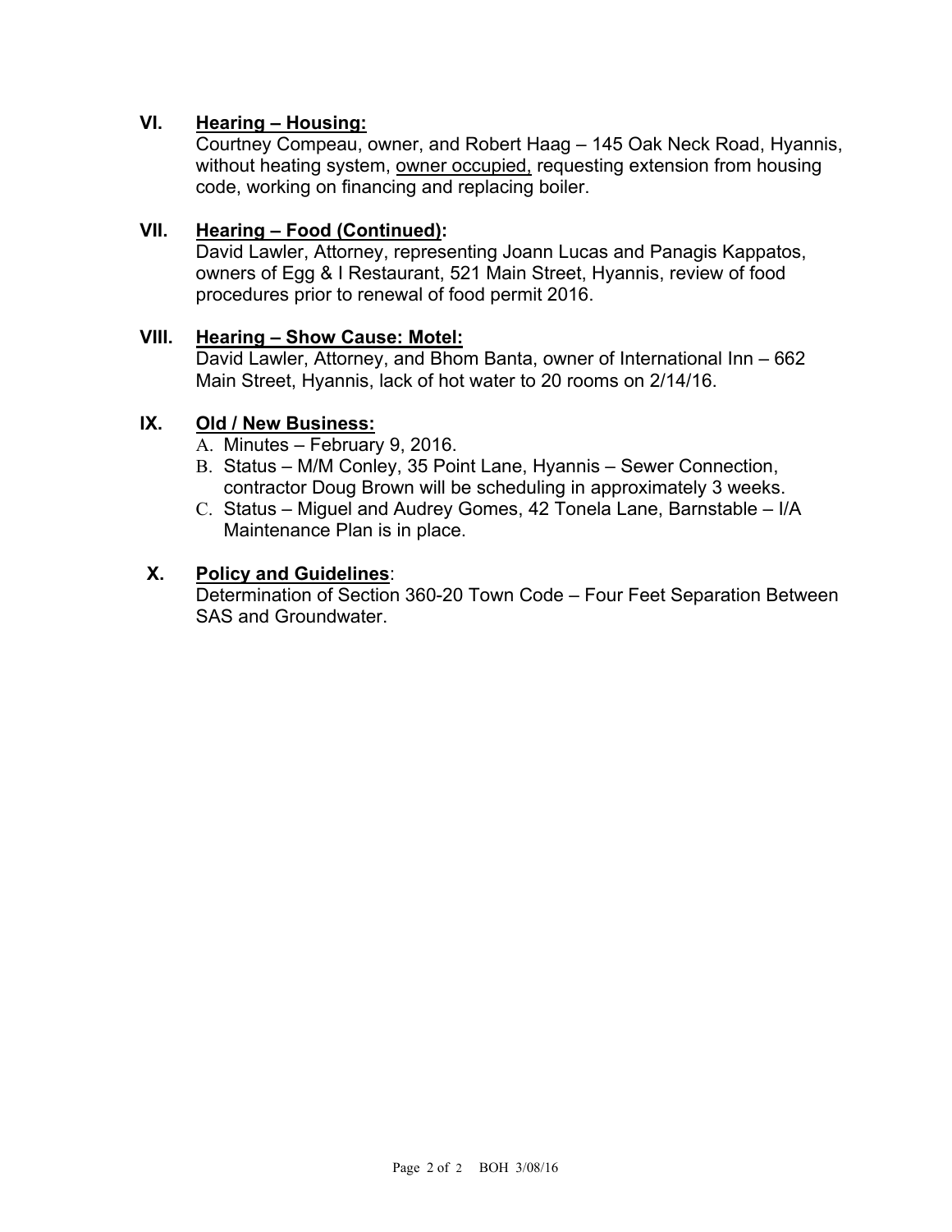## VI. Hearing – Housing:

Courtney Compeau, owner, and Robert Haag – 145 Oak Neck Road, Hyannis, without heating system, owner occupied, requesting extension from housing code, working on financing and replacing boiler.

## VII. Hearing – Food (Continued):

David Lawler, Attorney, representing Joann Lucas and Panagis Kappatos, owners of Egg & I Restaurant, 521 Main Street, Hyannis, review of food procedures prior to renewal of food permit 2016.

## VIII. Hearing – Show Cause: Motel:

David Lawler, Attorney, and Bhom Banta, owner of International Inn – 662 Main Street, Hyannis, lack of hot water to 20 rooms on 2/14/16.

## IX. Old / New Business:

A. Minutes – February 9, 2016.
B. Status – M/M Conley, 35 Point Lane, Hyannis – Sewer Connection, contractor Doug Brown will be scheduling in approximately 3 weeks.
C. Status – Miguel and Audrey Gomes, 42 Tonela Lane, Barnstable – I/A Maintenance Plan is in place.

## X. Policy and Guidelines:

Determination of Section 360-20 Town Code – Four Feet Separation Between SAS and Groundwater.